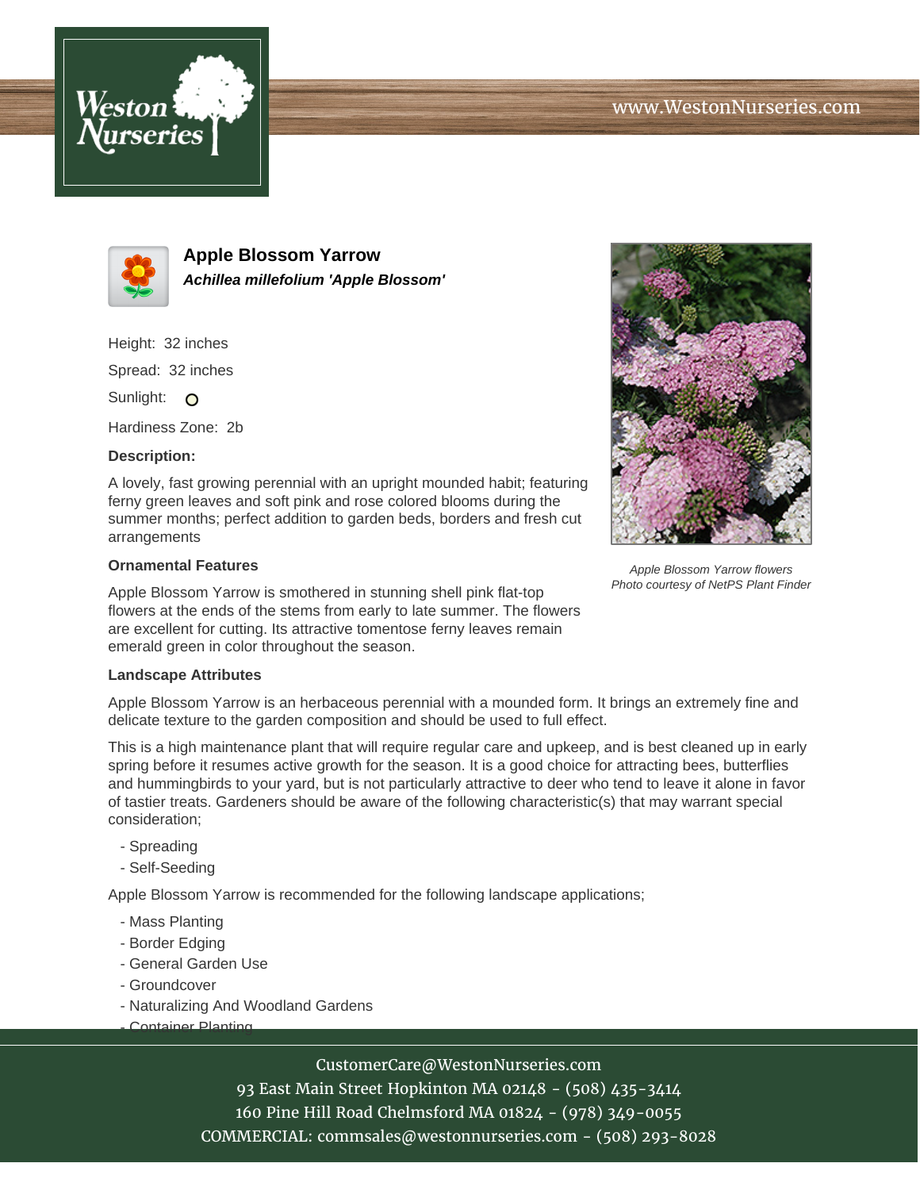# Apple Blossom Yarrow

***Achillea millefolium 'Apple Blossom'***

Height: 32 inches

Spread: 32 inches

Sunlight: O

Hardiness Zone: 2b

**Description:**

A lovely, fast growing perennial with an upright mounded habit; featuring ferny green leaves and soft pink and rose colored blooms during the summer months; perfect addition to garden beds, borders and fresh cut arrangements

*Apple Blossom Yarrow flowers*
*Photo courtesy of NetPS Plant Finder*

**Ornamental Features**

Apple Blossom Yarrow is smothered in stunning shell pink flat-top flowers at the ends of the stems from early to late summer. The flowers are excellent for cutting. Its attractive tomentose ferny leaves remain emerald green in color throughout the season.

**Landscape Attributes**

Apple Blossom Yarrow is an herbaceous perennial with a mounded form. It brings an extremely fine and delicate texture to the garden composition and should be used to full effect.

This is a high maintenance plant that will require regular care and upkeep, and is best cleaned up in early spring before it resumes active growth for the season. It is a good choice for attracting bees, butterflies and hummingbirds to your yard, but is not particularly attractive to deer who tend to leave it alone in favor of tastier treats. Gardeners should be aware of the following characteristic(s) that may warrant special consideration;

- Spreading
- Self-Seeding

Apple Blossom Yarrow is recommended for the following landscape applications;

- Mass Planting
- Border Edging
- General Garden Use
- Groundcover
- Naturalizing And Woodland Gardens
- Container Planting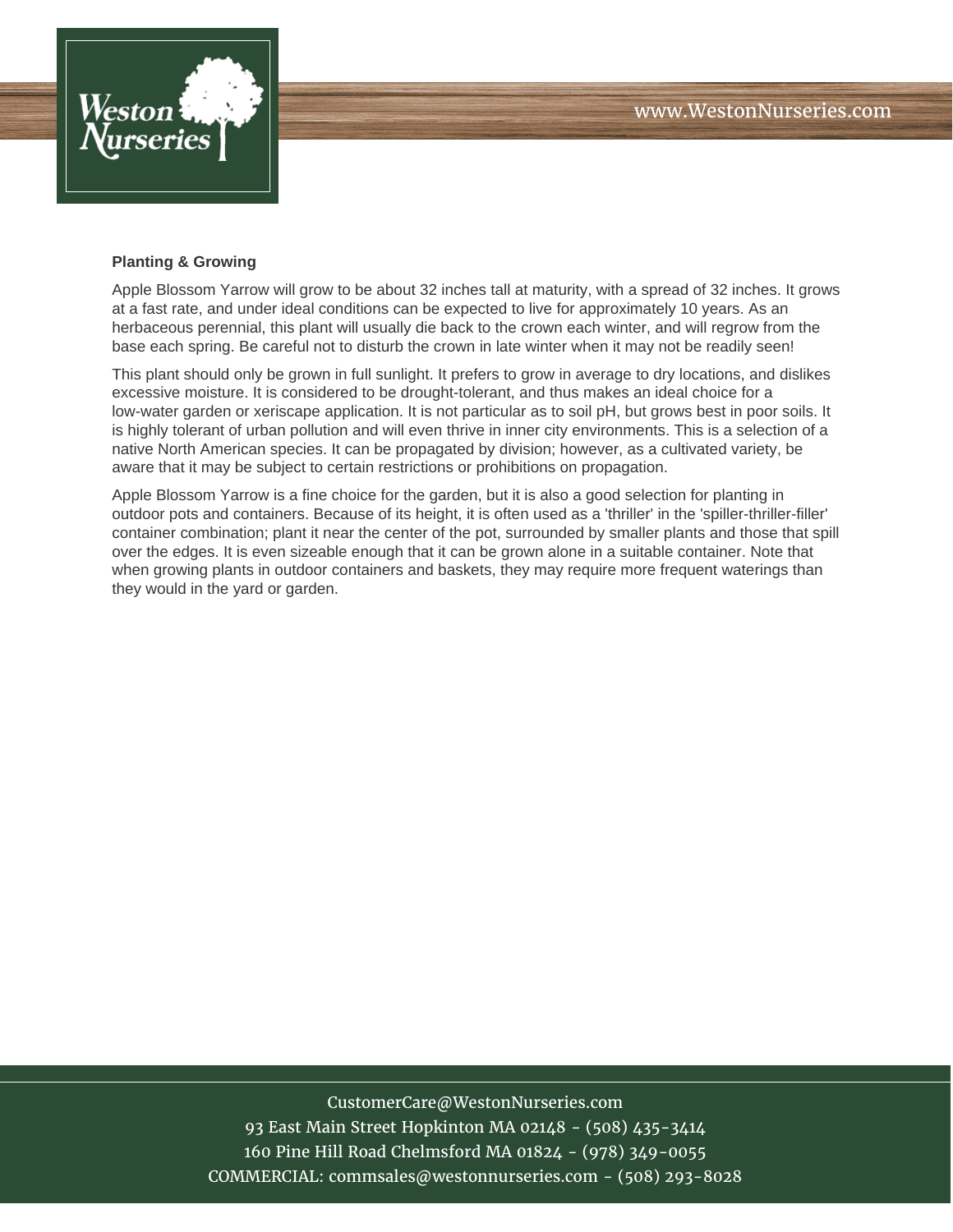**Planting & Growing**

Apple Blossom Yarrow will grow to be about 32 inches tall at maturity, with a spread of 32 inches. It grows at a fast rate, and under ideal conditions can be expected to live for approximately 10 years. As an herbaceous perennial, this plant will usually die back to the crown each winter, and will regrow from the base each spring. Be careful not to disturb the crown in late winter when it may not be readily seen!

This plant should only be grown in full sunlight. It prefers to grow in average to dry locations, and dislikes excessive moisture. It is considered to be drought-tolerant, and thus makes an ideal choice for a low-water garden or xeriscape application. It is not particular as to soil pH, but grows best in poor soils. It is highly tolerant of urban pollution and will even thrive in inner city environments. This is a selection of a native North American species. It can be propagated by division; however, as a cultivated variety, be aware that it may be subject to certain restrictions or prohibitions on propagation.

Apple Blossom Yarrow is a fine choice for the garden, but it is also a good selection for planting in outdoor pots and containers. Because of its height, it is often used as a 'thriller' in the 'spiller-thriller-filler' container combination; plant it near the center of the pot, surrounded by smaller plants and those that spill over the edges. It is even sizeable enough that it can be grown alone in a suitable container. Note that when growing plants in outdoor containers and baskets, they may require more frequent waterings than they would in the yard or garden.